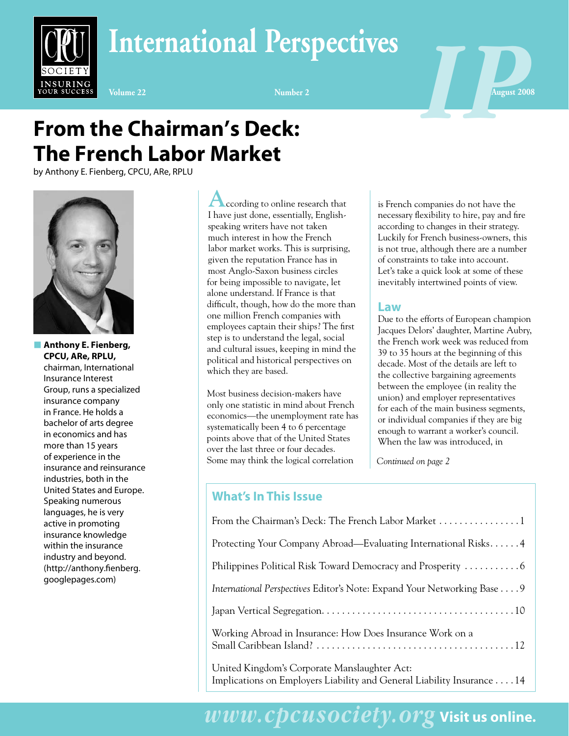# International Perspectives

Volume 22 Number 2 August 2008

# From the Chairman's Deck: The French Labor Market

by Anthony E. Fienberg, CPCU, ARe, RPLU

**Anthony E. Fienberg, CPCU, ARe, RPLU,** chairman, International Insurance Interest Group, runs a specialized insurance company in France. He holds a bachelor of arts degree in economics and has more than 15 years of experience in the insurance and reinsurance industries, both in the United States and Europe. Speaking numerous languages, he is very active in promoting insurance knowledge within the insurance industry and beyond. (http://anthony.fienberg.googlepages.com)

According to online research that I have just done, essentially, English-speaking writers have not taken much interest in how the French labor market works. This is surprising, given the reputation France has in most Anglo-Saxon business circles for being impossible to navigate, let alone understand. If France is that difficult, though, how do the more than one million French companies with employees captain their ships? The first step is to understand the legal, social and cultural issues, keeping in mind the political and historical perspectives on which they are based.

Most business decision-makers have only one statistic in mind about French economics—the unemployment rate has systematically been 4 to 6 percentage points above that of the United States over the last three or four decades. Some may think the logical correlation is French companies do not have the necessary flexibility to hire, pay and fire according to changes in their strategy. Luckily for French business-owners, this is not true, although there are a number of constraints to take into account. Let's take a quick look at some of these inevitably intertwined points of view.

## Law

Due to the efforts of European champion Jacques Delors' daughter, Martine Aubry, the French work week was reduced from 39 to 35 hours at the beginning of this decade. Most of the details are left to the collective bargaining agreements between the employee (in reality the union) and employer representatives for each of the main business segments, or individual companies if they are big enough to warrant a worker's council. When the law was introduced, in

*Continued on page 2*

## What's In This Issue

From the Chairman's Deck: The French Labor Market . . . . . . . . . . . . . . . . 1

Protecting Your Company Abroad—Evaluating International Risks. . . . . . 4

Philippines Political Risk Toward Democracy and Prosperity . . . . . . . . . . . 6

*International Perspectives* Editor's Note: Expand Your Networking Base . . . . 9

Japan Vertical Segregation. . . . . . . . . . . . . . . . . . . . . . . . . . . . . . . . . . . . . . 10

Working Abroad in Insurance: How Does Insurance Work on a Small Caribbean Island? . . . . . . . . . . . . . . . . . . . . . . . . . . . . . . . . . . . . . . . 12

United Kingdom's Corporate Manslaughter Act: Implications on Employers Liability and General Liability Insurance . . . . 14

www.cpcusociety.org Visit us online.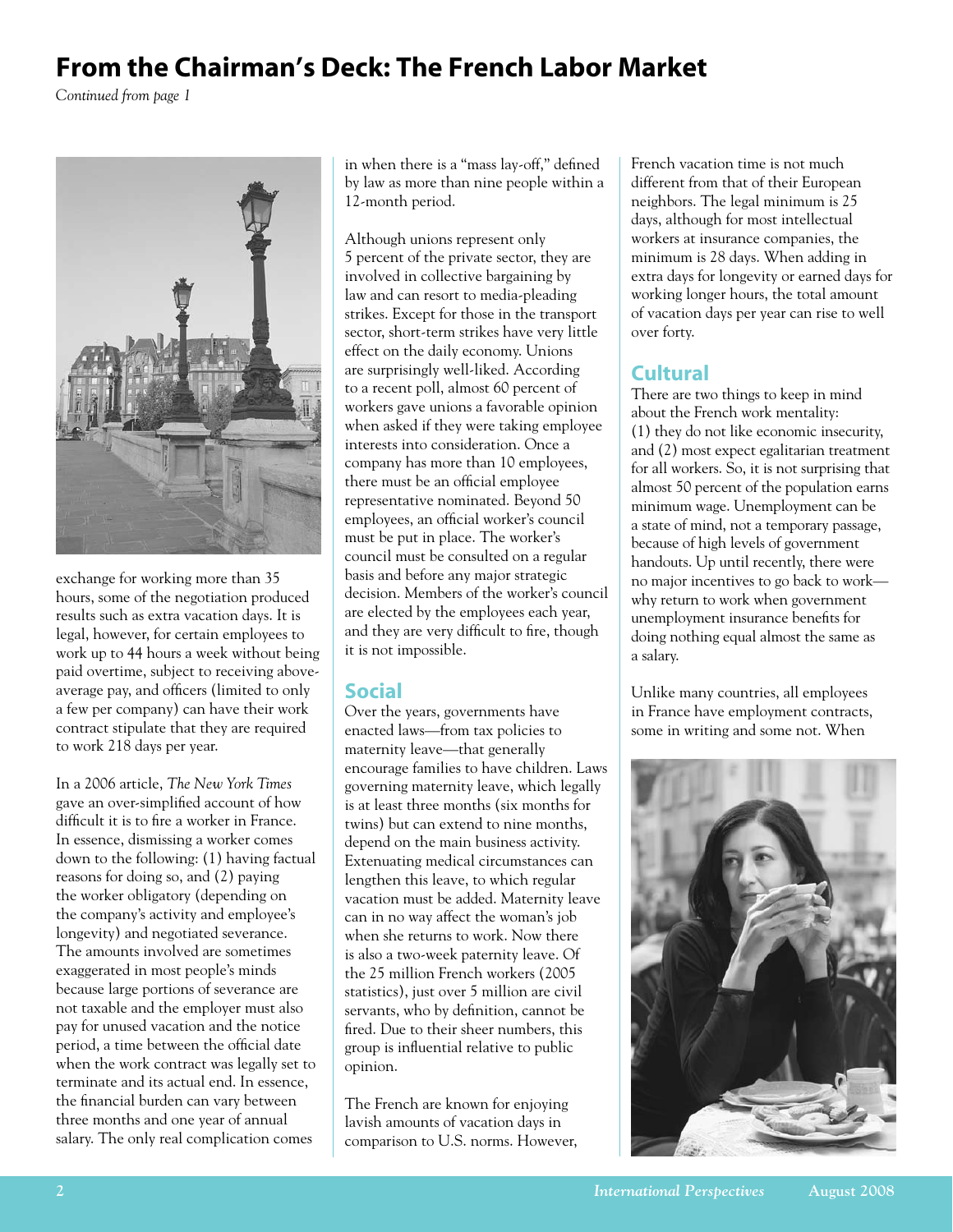# From the Chairman's Deck: The French Labor Market

*Continued from page 1*

exchange for working more than 35 hours, some of the negotiation produced results such as extra vacation days. It is legal, however, for certain employees to work up to 44 hours a week without being paid overtime, subject to receiving above-average pay, and officers (limited to only a few per company) can have their work contract stipulate that they are required to work 218 days per year.

In a 2006 article, *The New York Times* gave an over-simplified account of how difficult it is to fire a worker in France. In essence, dismissing a worker comes down to the following: (1) having factual reasons for doing so, and (2) paying the worker obligatory (depending on the company's activity and employee's longevity) and negotiated severance. The amounts involved are sometimes exaggerated in most people's minds because large portions of severance are not taxable and the employer must also pay for unused vacation and the notice period, a time between the official date when the work contract was legally set to terminate and its actual end. In essence, the financial burden can vary between three months and one year of annual salary. The only real complication comes in when there is a "mass lay-off," defined by law as more than nine people within a 12-month period.

Although unions represent only 5 percent of the private sector, they are involved in collective bargaining by law and can resort to media-pleading strikes. Except for those in the transport sector, short-term strikes have very little effect on the daily economy. Unions are surprisingly well-liked. According to a recent poll, almost 60 percent of workers gave unions a favorable opinion when asked if they were taking employee interests into consideration. Once a company has more than 10 employees, there must be an official employee representative nominated. Beyond 50 employees, an official worker's council must be put in place. The worker's council must be consulted on a regular basis and before any major strategic decision. Members of the worker's council are elected by the employees each year, and they are very difficult to fire, though it is not impossible.

## Social

Over the years, governments have enacted laws—from tax policies to maternity leave—that generally encourage families to have children. Laws governing maternity leave, which legally is at least three months (six months for twins) but can extend to nine months, depend on the main business activity. Extenuating medical circumstances can lengthen this leave, to which regular vacation must be added. Maternity leave can in no way affect the woman's job when she returns to work. Now there is also a two-week paternity leave. Of the 25 million French workers (2005 statistics), just over 5 million are civil servants, who by definition, cannot be fired. Due to their sheer numbers, this group is influential relative to public opinion.

The French are known for enjoying lavish amounts of vacation days in comparison to U.S. norms. However, French vacation time is not much different from that of their European neighbors. The legal minimum is 25 days, although for most intellectual workers at insurance companies, the minimum is 28 days. When adding in extra days for longevity or earned days for working longer hours, the total amount of vacation days per year can rise to well over forty.

## Cultural

There are two things to keep in mind about the French work mentality: (1) they do not like economic insecurity, and (2) most expect egalitarian treatment for all workers. So, it is not surprising that almost 50 percent of the population earns minimum wage. Unemployment can be a state of mind, not a temporary passage, because of high levels of government handouts. Up until recently, there were no major incentives to go back to work—why return to work when government unemployment insurance benefits for doing nothing equal almost the same as a salary.

Unlike many countries, all employees in France have employment contracts, some in writing and some not. When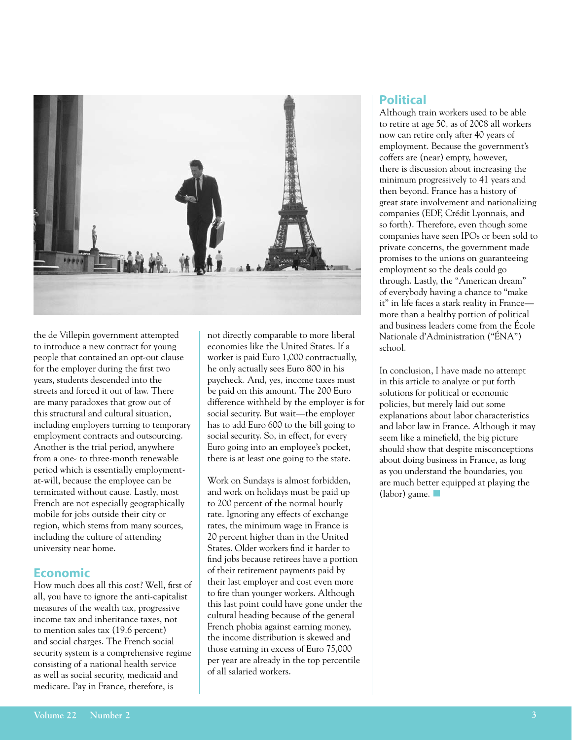the de Villepin government attempted to introduce a new contract for young people that contained an opt-out clause for the employer during the first two years, students descended into the streets and forced it out of law. There are many paradoxes that grow out of this structural and cultural situation, including employers turning to temporary employment contracts and outsourcing. Another is the trial period, anywhere from a one- to three-month renewable period which is essentially employment-at-will, because the employee can be terminated without cause. Lastly, most French are not especially geographically mobile for jobs outside their city or region, which stems from many sources, including the culture of attending university near home.

## Economic

How much does all this cost? Well, first of all, you have to ignore the anti-capitalist measures of the wealth tax, progressive income tax and inheritance taxes, not to mention sales tax (19.6 percent) and social charges. The French social security system is a comprehensive regime consisting of a national health service as well as social security, medicaid and medicare. Pay in France, therefore, is not directly comparable to more liberal economies like the United States. If a worker is paid Euro 1,000 contractually, he only actually sees Euro 800 in his paycheck. And, yes, income taxes must be paid on this amount. The 200 Euro difference withheld by the employer is for social security. But wait—the employer has to add Euro 600 to the bill going to social security. So, in effect, for every Euro going into an employee's pocket, there is at least one going to the state.

Work on Sundays is almost forbidden, and work on holidays must be paid up to 200 percent of the normal hourly rate. Ignoring any effects of exchange rates, the minimum wage in France is 20 percent higher than in the United States. Older workers find it harder to find jobs because retirees have a portion of their retirement payments paid by their last employer and cost even more to fire than younger workers. Although this last point could have gone under the cultural heading because of the general French phobia against earning money, the income distribution is skewed and those earning in excess of Euro 75,000 per year are already in the top percentile of all salaried workers.

## Political

Although train workers used to be able to retire at age 50, as of 2008 all workers now can retire only after 40 years of employment. Because the government's coffers are (near) empty, however, there is discussion about increasing the minimum progressively to 41 years and then beyond. France has a history of great state involvement and nationalizing companies (EDF, Crédit Lyonnais, and so forth). Therefore, even though some companies have seen IPOs or been sold to private concerns, the government made promises to the unions on guaranteeing employment so the deals could go through. Lastly, the "American dream" of everybody having a chance to "make it" in life faces a stark reality in France—more than a healthy portion of political and business leaders come from the École Nationale d'Administration ("ÉNA") school.

In conclusion, I have made no attempt in this article to analyze or put forth solutions for political or economic policies, but merely laid out some explanations about labor characteristics and labor law in France. Although it may seem like a minefield, the big picture should show that despite misconceptions about doing business in France, as long as you understand the boundaries, you are much better equipped at playing the (labor) game. ■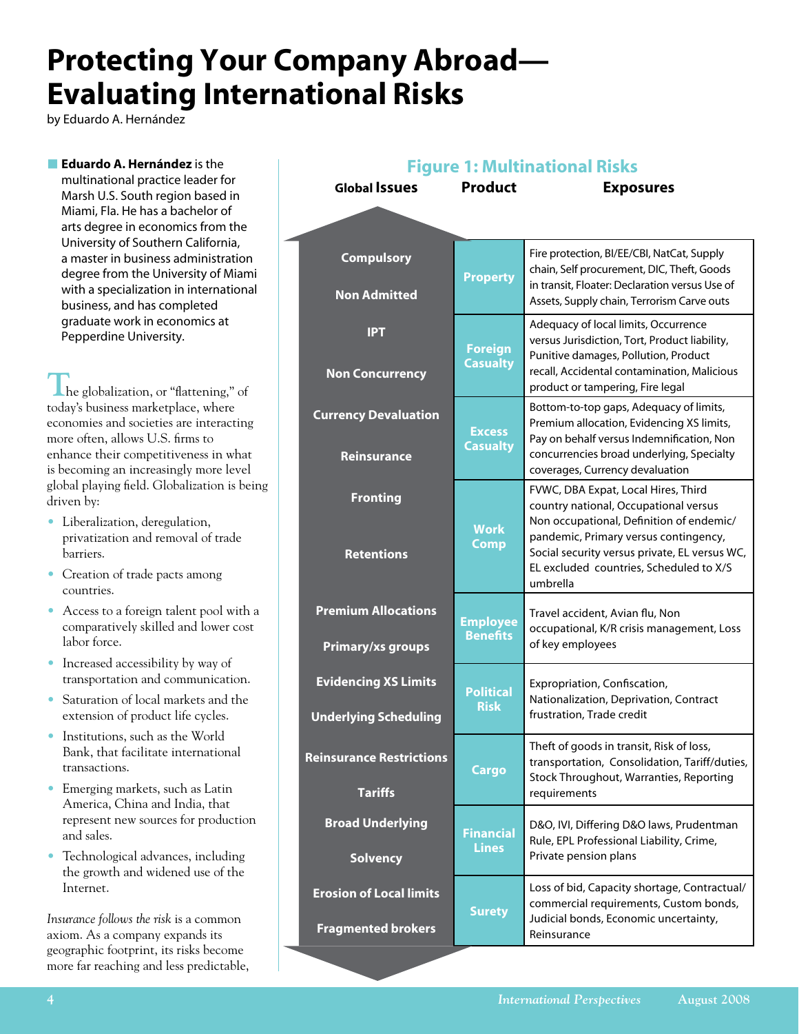# Protecting Your Company Abroad—Evaluating International Risks

by Eduardo A. Hernández

**Eduardo A. Hernández** is the multinational practice leader for Marsh U.S. South region based in Miami, Fla. He has a bachelor of arts degree in economics from the University of Southern California, a master in business administration degree from the University of Miami with a specialization in international business, and has completed graduate work in economics at Pepperdine University.

The globalization, or "flattening," of today's business marketplace, where economies and societies are interacting more often, allows U.S. firms to enhance their competitiveness in what is becoming an increasingly more level global playing field. Globalization is being driven by:

- Liberalization, deregulation, privatization and removal of trade barriers.
- Creation of trade pacts among countries.
- Access to a foreign talent pool with a comparatively skilled and lower cost labor force.
- Increased accessibility by way of transportation and communication.
- Saturation of local markets and the extension of product life cycles.
- Institutions, such as the World Bank, that facilitate international transactions.
- Emerging markets, such as Latin America, China and India, that represent new sources for production and sales.
- Technological advances, including the growth and widened use of the Internet.

*Insurance follows the risk* is a common axiom. As a company expands its geographic footprint, its risks become more far reaching and less predictable,

## Figure 1: Multinational Risks

**Global Issues:** Compulsory; Non Admitted; IPT; Non Concurrency; Currency Devaluation; Reinsurance; Fronting; Retentions; Premium Allocations; Primary/xs groups; Evidencing XS Limits; Underlying Scheduling; Reinsurance Restrictions; Tariffs; Broad Underlying; Solvency; Erosion of Local limits; Fragmented brokers

| Product | Exposures |
|---|---|
| Property | Fire protection, BI/EE/CBI, NatCat, Supply chain, Self procurement, DIC, Theft, Goods in transit, Floater: Declaration versus Use of Assets, Supply chain, Terrorism Carve outs |
| Foreign Casualty | Adequacy of local limits, Occurrence versus Jurisdiction, Tort, Product liability, Punitive damages, Pollution, Product recall, Accidental contamination, Malicious product or tampering, Fire legal |
| Excess Casualty | Bottom-to-top gaps, Adequacy of limits, Premium allocation, Evidencing XS limits, Pay on behalf versus Indemnification, Non concurrencies broad underlying, Specialty coverages, Currency devaluation |
| Work Comp | FVWC, DBA Expat, Local Hires, Third country national, Occupational versus Non occupational, Definition of endemic/pandemic, Primary versus contingency, Social security versus private, EL versus WC, EL excluded countries, Scheduled to X/S umbrella |
| Employee Benefits | Travel accident, Avian flu, Non occupational, K/R crisis management, Loss of key employees |
| Political Risk | Expropriation, Confiscation, Nationalization, Deprivation, Contract frustration, Trade credit |
| Cargo | Theft of goods in transit, Risk of loss, transportation, Consolidation, Tariff/duties, Stock Throughput, Warranties, Reporting requirements |
| Financial Lines | D&O, IVI, Differing D&O laws, Prudentman Rule, EPL Professional Liability, Crime, Private pension plans |
| Surety | Loss of bid, Capacity shortage, Contractual/commercial requirements, Custom bonds, Judicial bonds, Economic uncertainty, Reinsurance |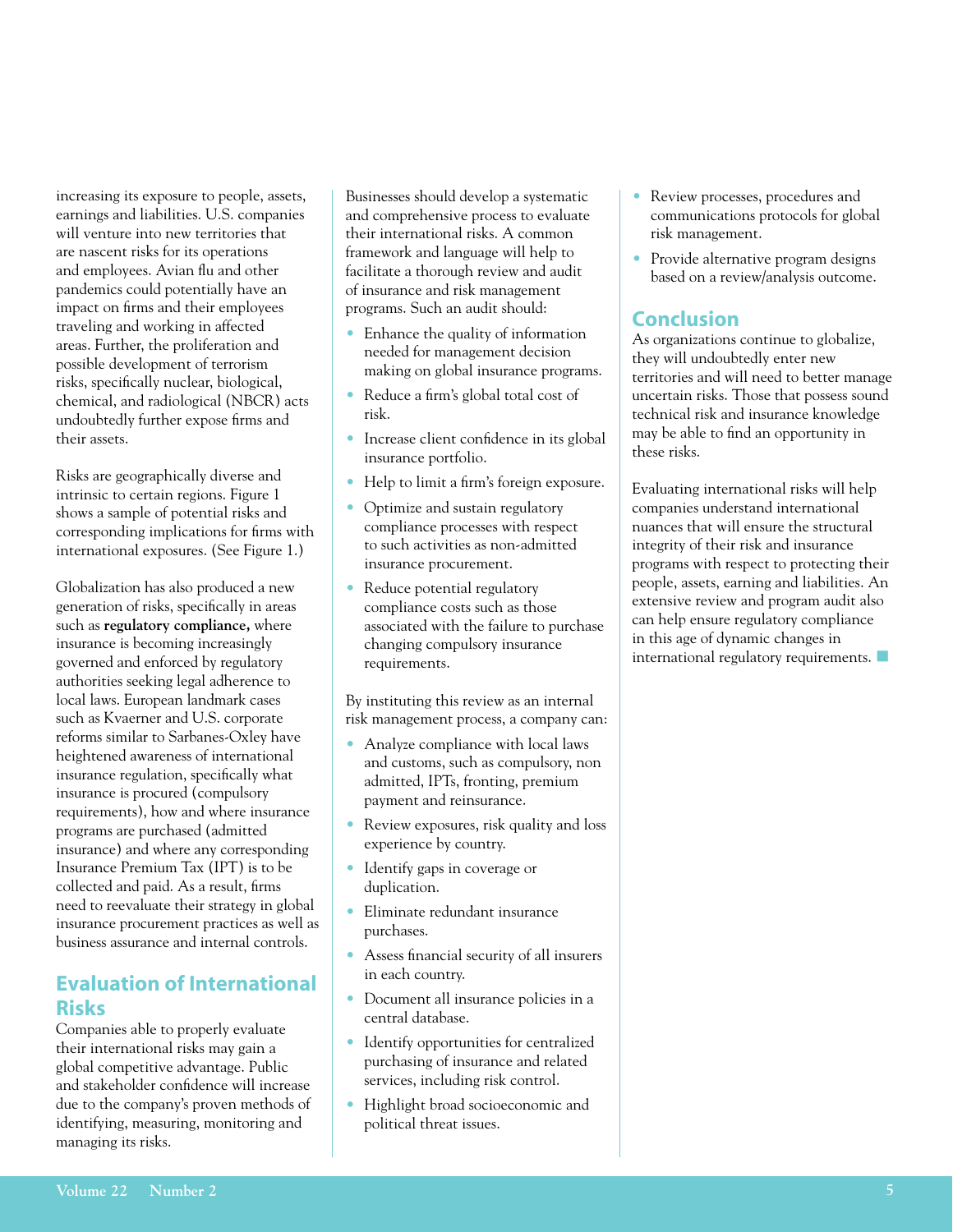increasing its exposure to people, assets, earnings and liabilities. U.S. companies will venture into new territories that are nascent risks for its operations and employees. Avian flu and other pandemics could potentially have an impact on firms and their employees traveling and working in affected areas. Further, the proliferation and possible development of terrorism risks, specifically nuclear, biological, chemical, and radiological (NBCR) acts undoubtedly further expose firms and their assets.

Risks are geographically diverse and intrinsic to certain regions. Figure 1 shows a sample of potential risks and corresponding implications for firms with international exposures. (See Figure 1.)

Globalization has also produced a new generation of risks, specifically in areas such as **regulatory compliance,** where insurance is becoming increasingly governed and enforced by regulatory authorities seeking legal adherence to local laws. European landmark cases such as Kvaerner and U.S. corporate reforms similar to Sarbanes-Oxley have heightened awareness of international insurance regulation, specifically what insurance is procured (compulsory requirements), how and where insurance programs are purchased (admitted insurance) and where any corresponding Insurance Premium Tax (IPT) is to be collected and paid. As a result, firms need to reevaluate their strategy in global insurance procurement practices as well as business assurance and internal controls.

## Evaluation of International Risks

Companies able to properly evaluate their international risks may gain a global competitive advantage. Public and stakeholder confidence will increase due to the company's proven methods of identifying, measuring, monitoring and managing its risks.

Businesses should develop a systematic and comprehensive process to evaluate their international risks. A common framework and language will help to facilitate a thorough review and audit of insurance and risk management programs. Such an audit should:

- Enhance the quality of information needed for management decision making on global insurance programs.
- Reduce a firm's global total cost of risk.
- Increase client confidence in its global insurance portfolio.
- Help to limit a firm's foreign exposure.
- Optimize and sustain regulatory compliance processes with respect to such activities as non-admitted insurance procurement.
- Reduce potential regulatory compliance costs such as those associated with the failure to purchase changing compulsory insurance requirements.

By instituting this review as an internal risk management process, a company can:

- Analyze compliance with local laws and customs, such as compulsory, non admitted, IPTs, fronting, premium payment and reinsurance.
- Review exposures, risk quality and loss experience by country.
- Identify gaps in coverage or duplication.
- Eliminate redundant insurance purchases.
- Assess financial security of all insurers in each country.
- Document all insurance policies in a central database.
- Identify opportunities for centralized purchasing of insurance and related services, including risk control.
- Highlight broad socioeconomic and political threat issues.
- Review processes, procedures and communications protocols for global risk management.
- Provide alternative program designs based on a review/analysis outcome.

## Conclusion

As organizations continue to globalize, they will undoubtedly enter new territories and will need to better manage uncertain risks. Those that possess sound technical risk and insurance knowledge may be able to find an opportunity in these risks.

Evaluating international risks will help companies understand international nuances that will ensure the structural integrity of their risk and insurance programs with respect to protecting their people, assets, earning and liabilities. An extensive review and program audit also can help ensure regulatory compliance in this age of dynamic changes in international regulatory requirements.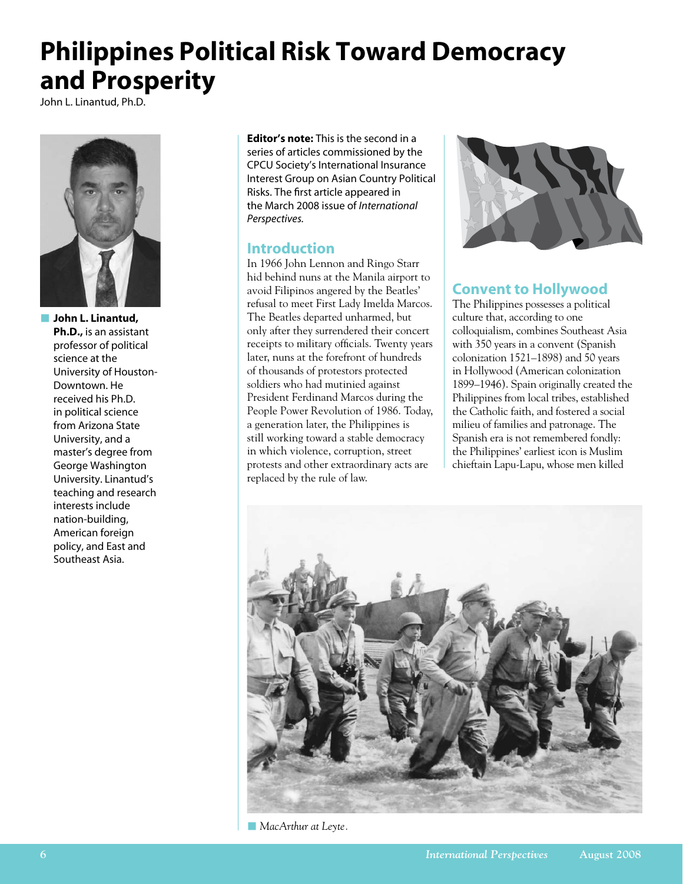# Philippines Political Risk Toward Democracy and Prosperity

John L. Linantud, Ph.D.

**John L. Linantud, Ph.D.,** is an assistant professor of political science at the University of Houston-Downtown. He received his Ph.D. in political science from Arizona State University, and a master's degree from George Washington University. Linantud's teaching and research interests include nation-building, American foreign policy, and East and Southeast Asia.

**Editor's note:** This is the second in a series of articles commissioned by the CPCU Society's International Insurance Interest Group on Asian Country Political Risks. The first article appeared in the March 2008 issue of *International Perspectives.*

## Introduction

In 1966 John Lennon and Ringo Starr hid behind nuns at the Manila airport to avoid Filipinos angered by the Beatles' refusal to meet First Lady Imelda Marcos. The Beatles departed unharmed, but only after they surrendered their concert receipts to military officials. Twenty years later, nuns at the forefront of hundreds of thousands of protestors protected soldiers who had mutinied against President Ferdinand Marcos during the People Power Revolution of 1986. Today, a generation later, the Philippines is still working toward a stable democracy in which violence, corruption, street protests and other extraordinary acts are replaced by the rule of law.

## Convent to Hollywood

The Philippines possesses a political culture that, according to one colloquialism, combines Southeast Asia with 350 years in a convent (Spanish colonization 1521–1898) and 50 years in Hollywood (American colonization 1899–1946). Spain originally created the Philippines from local tribes, established the Catholic faith, and fostered a social milieu of families and patronage. The Spanish era is not remembered fondly: the Philippines' earliest icon is Muslim chieftain Lapu-Lapu, whose men killed

*MacArthur at Leyte.*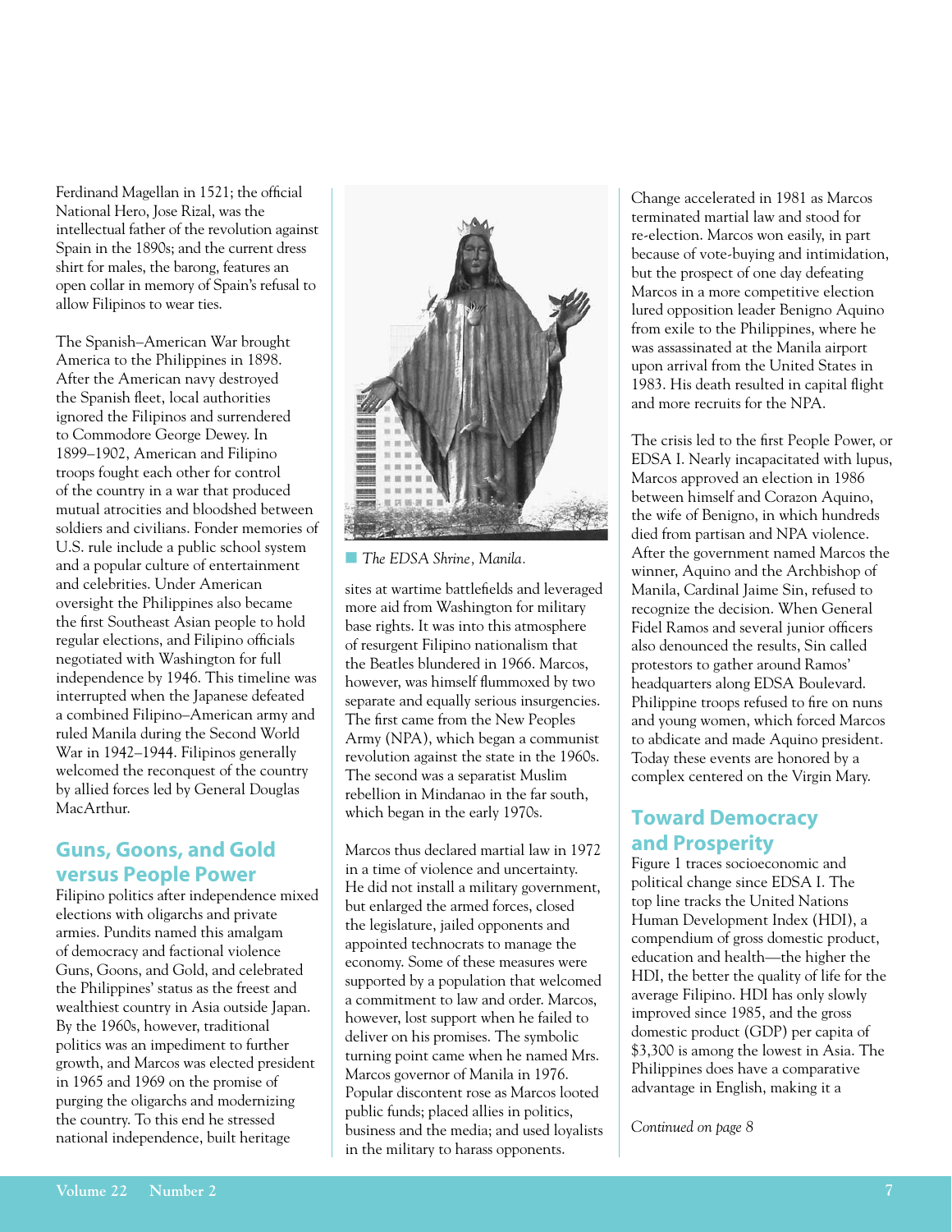Ferdinand Magellan in 1521; the official National Hero, Jose Rizal, was the intellectual father of the revolution against Spain in the 1890s; and the current dress shirt for males, the barong, features an open collar in memory of Spain's refusal to allow Filipinos to wear ties.

The Spanish–American War brought America to the Philippines in 1898. After the American navy destroyed the Spanish fleet, local authorities ignored the Filipinos and surrendered to Commodore George Dewey. In 1899–1902, American and Filipino troops fought each other for control of the country in a war that produced mutual atrocities and bloodshed between soldiers and civilians. Fonder memories of U.S. rule include a public school system and a popular culture of entertainment and celebrities. Under American oversight the Philippines also became the first Southeast Asian people to hold regular elections, and Filipino officials negotiated with Washington for full independence by 1946. This timeline was interrupted when the Japanese defeated a combined Filipino–American army and ruled Manila during the Second World War in 1942–1944. Filipinos generally welcomed the reconquest of the country by allied forces led by General Douglas MacArthur.

## Guns, Goons, and Gold versus People Power

Filipino politics after independence mixed elections with oligarchs and private armies. Pundits named this amalgam of democracy and factional violence Guns, Goons, and Gold, and celebrated the Philippines' status as the freest and wealthiest country in Asia outside Japan. By the 1960s, however, traditional politics was an impediment to further growth, and Marcos was elected president in 1965 and 1969 on the promise of purging the oligarchs and modernizing the country. To this end he stressed national independence, built heritage sites at wartime battlefields and leveraged more aid from Washington for military base rights. It was into this atmosphere of resurgent Filipino nationalism that the Beatles blundered in 1966. Marcos, however, was himself flummoxed by two separate and equally serious insurgencies. The first came from the New Peoples Army (NPA), which began a communist revolution against the state in the 1960s. The second was a separatist Muslim rebellion in Mindanao in the far south, which began in the early 1970s.

*The EDSA Shrine, Manila.*

Marcos thus declared martial law in 1972 in a time of violence and uncertainty. He did not install a military government, but enlarged the armed forces, closed the legislature, jailed opponents and appointed technocrats to manage the economy. Some of these measures were supported by a population that welcomed a commitment to law and order. Marcos, however, lost support when he failed to deliver on his promises. The symbolic turning point came when he named Mrs. Marcos governor of Manila in 1976. Popular discontent rose as Marcos looted public funds; placed allies in politics, business and the media; and used loyalists in the military to harass opponents.

Change accelerated in 1981 as Marcos terminated martial law and stood for re-election. Marcos won easily, in part because of vote-buying and intimidation, but the prospect of one day defeating Marcos in a more competitive election lured opposition leader Benigno Aquino from exile to the Philippines, where he was assassinated at the Manila airport upon arrival from the United States in 1983. His death resulted in capital flight and more recruits for the NPA.

The crisis led to the first People Power, or EDSA I. Nearly incapacitated with lupus, Marcos approved an election in 1986 between himself and Corazon Aquino, the wife of Benigno, in which hundreds died from partisan and NPA violence. After the government named Marcos the winner, Aquino and the Archbishop of Manila, Cardinal Jaime Sin, refused to recognize the decision. When General Fidel Ramos and several junior officers also denounced the results, Sin called protestors to gather around Ramos' headquarters along EDSA Boulevard. Philippine troops refused to fire on nuns and young women, which forced Marcos to abdicate and made Aquino president. Today these events are honored by a complex centered on the Virgin Mary.

## Toward Democracy and Prosperity

Figure 1 traces socioeconomic and political change since EDSA I. The top line tracks the United Nations Human Development Index (HDI), a compendium of gross domestic product, education and health—the higher the HDI, the better the quality of life for the average Filipino. HDI has only slowly improved since 1985, and the gross domestic product (GDP) per capita of $3,300 is among the lowest in Asia. The Philippines does have a comparative advantage in English, making it a

*Continued on page 8*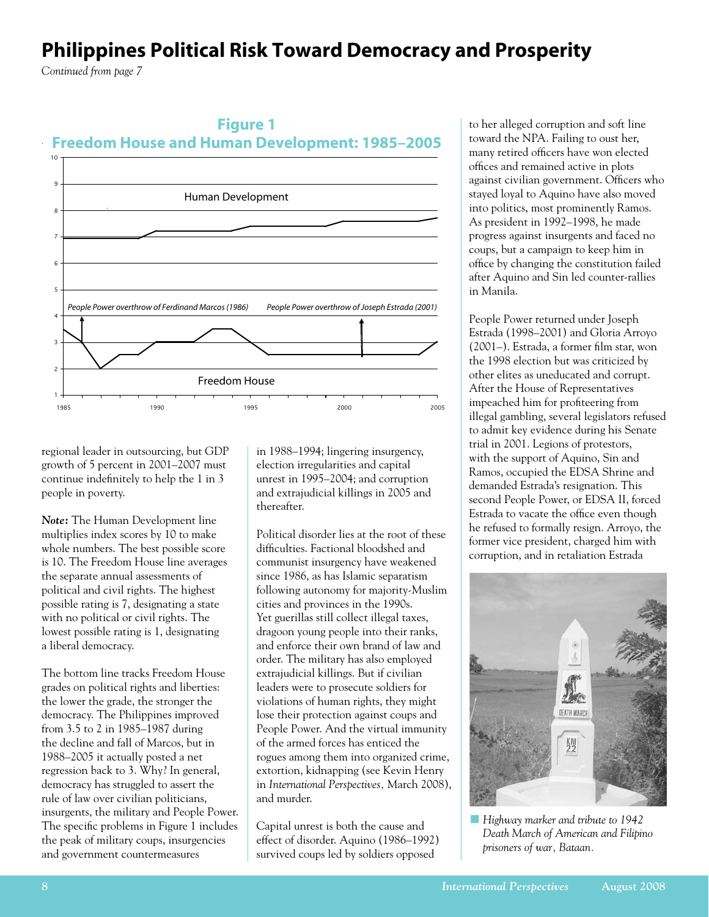# Philippines Political Risk Toward Democracy and Prosperity

*Continued from page 7*

**Figure 1**
**Freedom House and Human Development: 1985–2005**

regional leader in outsourcing, but GDP growth of 5 percent in 2001–2007 must continue indefinitely to help the 1 in 3 people in poverty.

***Note:*** The Human Development line multiplies index scores by 10 to make whole numbers. The best possible score is 10. The Freedom House line averages the separate annual assessments of political and civil rights. The highest possible rating is 7, designating a state with no political or civil rights. The lowest possible rating is 1, designating a liberal democracy.

The bottom line tracks Freedom House grades on political rights and liberties: the lower the grade, the stronger the democracy. The Philippines improved from 3.5 to 2 in 1985–1987 during the decline and fall of Marcos, but in 1988–2005 it actually posted a net regression back to 3. Why? In general, democracy has struggled to assert the rule of law over civilian politicians, insurgents, the military and People Power. The specific problems in Figure 1 includes the peak of military coups, insurgencies and government countermeasures in 1988–1994; lingering insurgency, election irregularities and capital unrest in 1995–2004; and corruption and extrajudicial killings in 2005 and thereafter.

Political disorder lies at the root of these difficulties. Factional bloodshed and communist insurgency have weakened since 1986, as has Islamic separatism following autonomy for majority-Muslim cities and provinces in the 1990s. Yet guerillas still collect illegal taxes, dragoon young people into their ranks, and enforce their own brand of law and order. The military has also employed extrajudicial killings. But if civilian leaders were to prosecute soldiers for violations of human rights, they might lose their protection against coups and People Power. And the virtual immunity of the armed forces has enticed the rogues among them into organized crime, extortion, kidnapping (see Kevin Henry in *International Perspectives*, March 2008), and murder.

Capital unrest is both the cause and effect of disorder. Aquino (1986–1992) survived coups led by soldiers opposed to her alleged corruption and soft line toward the NPA. Failing to oust her, many retired officers have won elected offices and remained active in plots against civilian government. Officers who stayed loyal to Aquino have also moved into politics, most prominently Ramos. As president in 1992–1998, he made progress against insurgents and faced no coups, but a campaign to keep him in office by changing the constitution failed after Aquino and Sin led counter-rallies in Manila.

People Power returned under Joseph Estrada (1998–2001) and Gloria Arroyo (2001–). Estrada, a former film star, won the 1998 election but was criticized by other elites as uneducated and corrupt. After the House of Representatives impeached him for profiteering from illegal gambling, several legislators refused to admit key evidence during his Senate trial in 2001. Legions of protestors, with the support of Aquino, Sin and Ramos, occupied the EDSA Shrine and demanded Estrada's resignation. This second People Power, or EDSA II, forced Estrada to vacate the office even though he refused to formally resign. Arroyo, the former vice president, charged him with corruption, and in retaliation Estrada

*Highway marker and tribute to 1942 Death March of American and Filipino prisoners of war, Bataan.*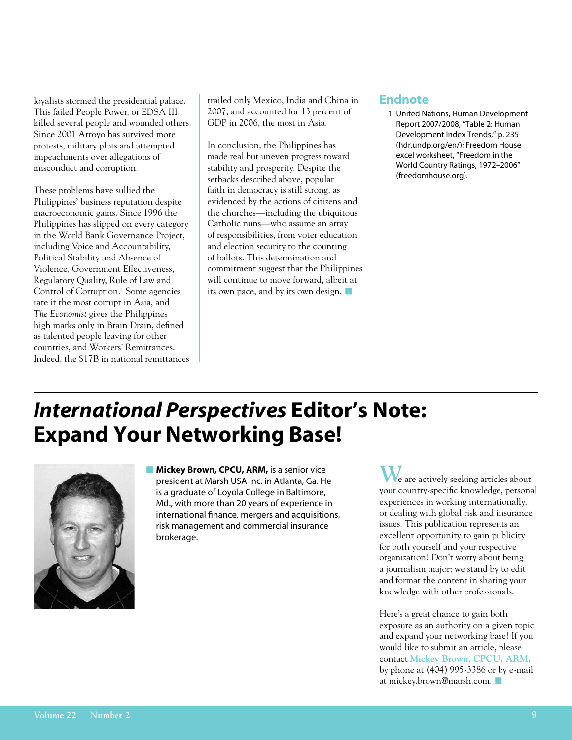loyalists stormed the presidential palace. This failed People Power, or EDSA III, killed several people and wounded others. Since 2001 Arroyo has survived more protests, military plots and attempted impeachments over allegations of misconduct and corruption.

These problems have sullied the Philippines' business reputation despite macroeconomic gains. Since 1996 the Philippines has slipped on every category in the World Bank Governance Project, including Voice and Accountability, Political Stability and Absence of Violence, Government Effectiveness, Regulatory Quality, Rule of Law and Control of Corruption.[1] Some agencies rate it the most corrupt in Asia, and *The Economist* gives the Philippines high marks only in Brain Drain, defined as talented people leaving for other countries, and Workers' Remittances. Indeed, the $17B in national remittances trailed only Mexico, India and China in 2007, and accounted for 13 percent of GDP in 2006, the most in Asia.

In conclusion, the Philippines has made real but uneven progress toward stability and prosperity. Despite the setbacks described above, popular faith in democracy is still strong, as evidenced by the actions of citizens and the churches—including the ubiquitous Catholic nuns—who assume an array of responsibilities, from voter education and election security to the counting of ballots. This determination and commitment suggest that the Philippines will continue to move forward, albeit at its own pace, and by its own design. ■

## Endnote

1. United Nations, Human Development Report 2007/2008, "Table 2: Human Development Index Trends," p. 235 (hdr.undp.org/en/); Freedom House excel worksheet, "Freedom in the World Country Ratings, 1972–2006" (freedomhouse.org).

# *International Perspectives* Editor's Note: Expand Your Networking Base!

■ **Mickey Brown, CPCU, ARM,** is a senior vice president at Marsh USA Inc. in Atlanta, Ga. He is a graduate of Loyola College in Baltimore, Md., with more than 20 years of experience in international finance, mergers and acquisitions, risk management and commercial insurance brokerage.

We are actively seeking articles about your country-specific knowledge, personal experiences in working internationally, or dealing with global risk and insurance issues. This publication represents an excellent opportunity to gain publicity for both yourself and your respective organization! Don't worry about being a journalism major; we stand by to edit and format the content in sharing your knowledge with other professionals.

Here's a great chance to gain both exposure as an authority on a given topic and expand your networking base! If you would like to submit an article, please contact Mickey Brown, CPCU, ARM, by phone at (404) 995-3386 or by e-mail at mickey.brown@marsh.com. ■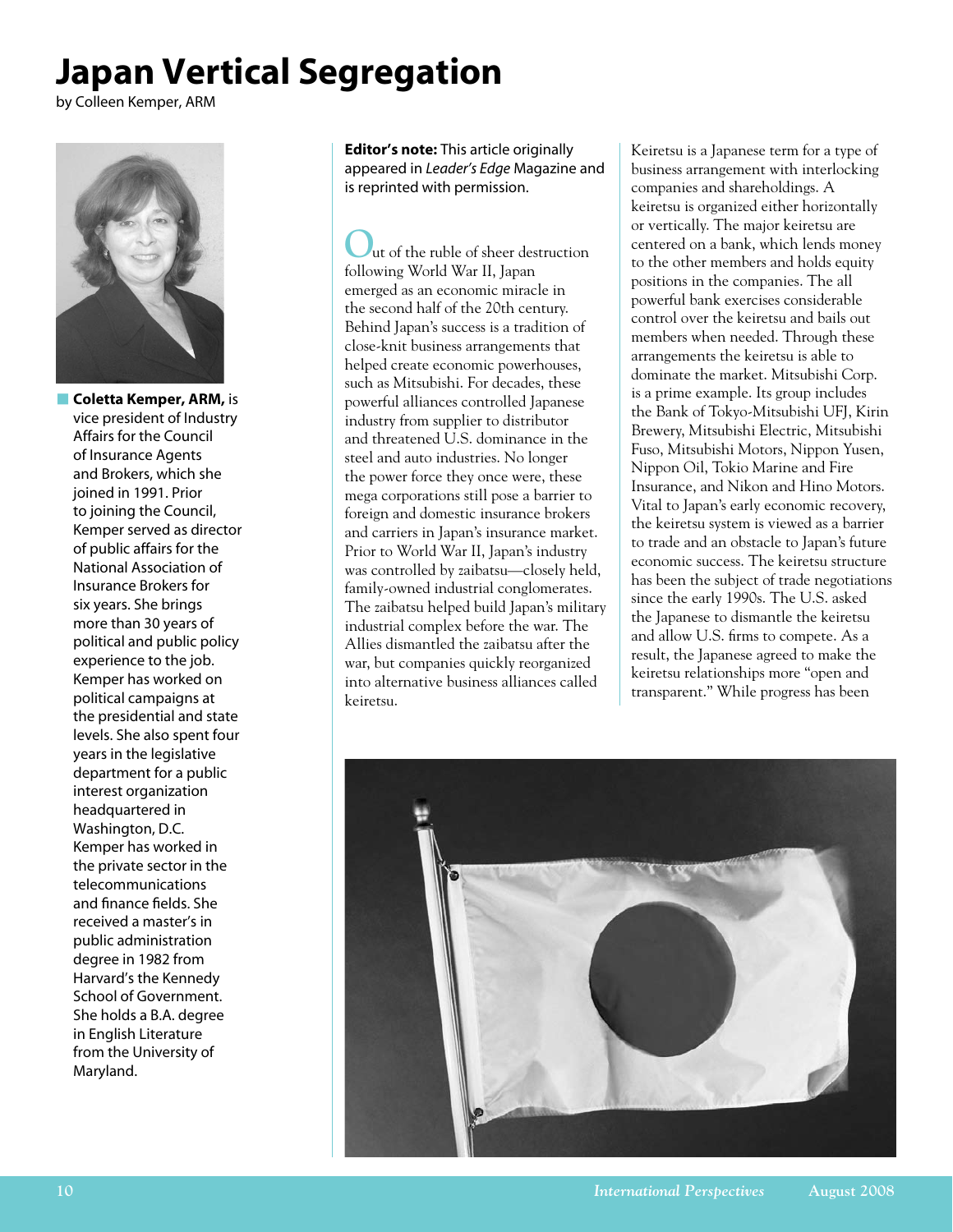# Japan Vertical Segregation

by Colleen Kemper, ARM

**Coletta Kemper, ARM,** is vice president of Industry Affairs for the Council of Insurance Agents and Brokers, which she joined in 1991. Prior to joining the Council, Kemper served as director of public affairs for the National Association of Insurance Brokers for six years. She brings more than 30 years of political and public policy experience to the job. Kemper has worked on political campaigns at the presidential and state levels. She also spent four years in the legislative department for a public interest organization headquartered in Washington, D.C. Kemper has worked in the private sector in the telecommunications and finance fields. She received a master's in public administration degree in 1982 from Harvard's the Kennedy School of Government. She holds a B.A. degree in English Literature from the University of Maryland.

**Editor's note:** This article originally appeared in *Leader's Edge* Magazine and is reprinted with permission.

Out of the ruble of sheer destruction following World War II, Japan emerged as an economic miracle in the second half of the 20th century. Behind Japan's success is a tradition of close-knit business arrangements that helped create economic powerhouses, such as Mitsubishi. For decades, these powerful alliances controlled Japanese industry from supplier to distributor and threatened U.S. dominance in the steel and auto industries. No longer the power force they once were, these mega corporations still pose a barrier to foreign and domestic insurance brokers and carriers in Japan's insurance market. Prior to World War II, Japan's industry was controlled by zaibatsu—closely held, family-owned industrial conglomerates. The zaibatsu helped build Japan's military industrial complex before the war. The Allies dismantled the zaibatsu after the war, but companies quickly reorganized into alternative business alliances called keiretsu.

Keiretsu is a Japanese term for a type of business arrangement with interlocking companies and shareholdings. A keiretsu is organized either horizontally or vertically. The major keiretsu are centered on a bank, which lends money to the other members and holds equity positions in the companies. The all powerful bank exercises considerable control over the keiretsu and bails out members when needed. Through these arrangements the keiretsu is able to dominate the market. Mitsubishi Corp. is a prime example. Its group includes the Bank of Tokyo-Mitsubishi UFJ, Kirin Brewery, Mitsubishi Electric, Mitsubishi Fuso, Mitsubishi Motors, Nippon Yusen, Nippon Oil, Tokio Marine and Fire Insurance, and Nikon and Hino Motors. Vital to Japan's early economic recovery, the keiretsu system is viewed as a barrier to trade and an obstacle to Japan's future economic success. The keiretsu structure has been the subject of trade negotiations since the early 1990s. The U.S. asked the Japanese to dismantle the keiretsu and allow U.S. firms to compete. As a result, the Japanese agreed to make the keiretsu relationships more "open and transparent." While progress has been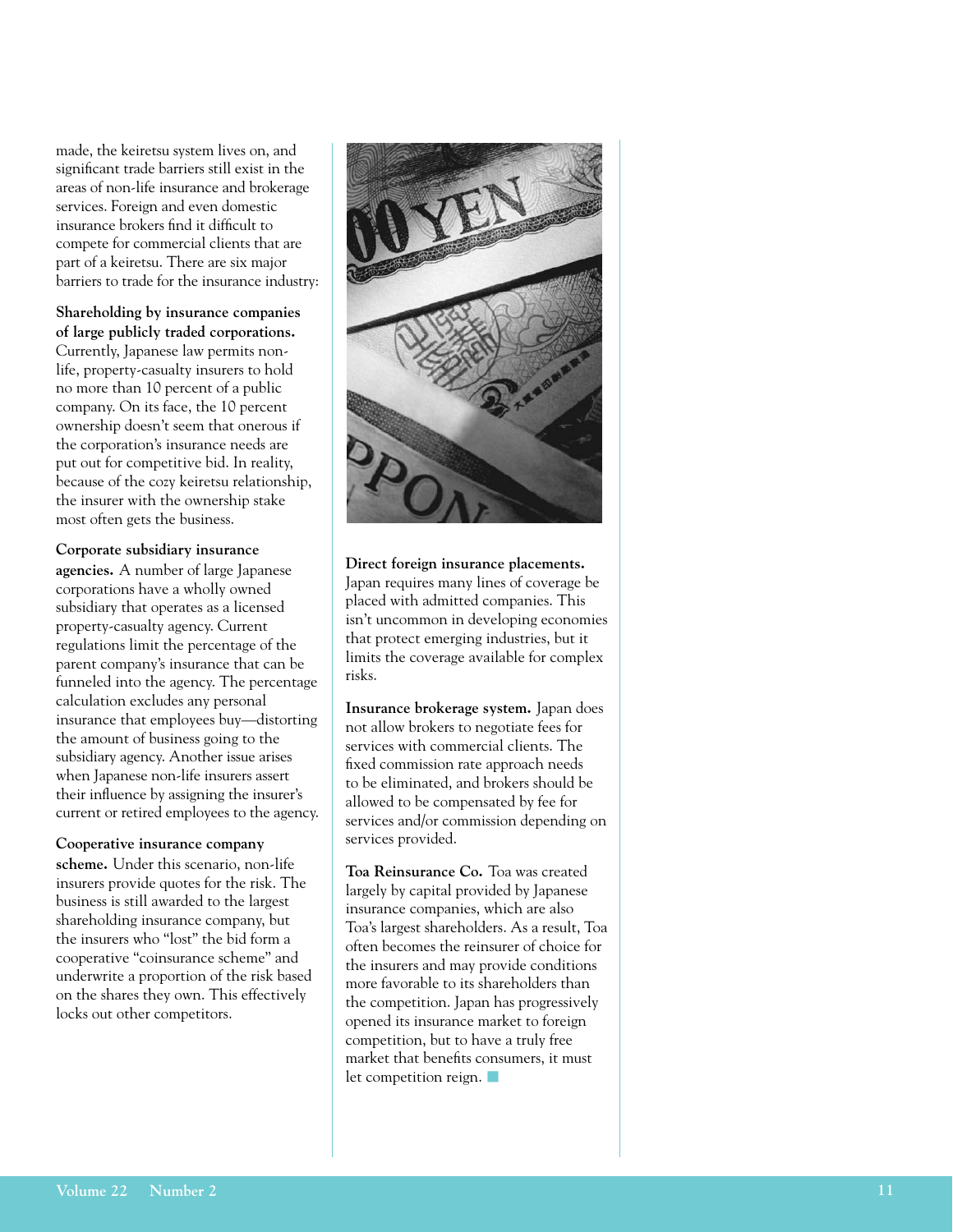made, the keiretsu system lives on, and significant trade barriers still exist in the areas of non-life insurance and brokerage services. Foreign and even domestic insurance brokers find it difficult to compete for commercial clients that are part of a keiretsu. There are six major barriers to trade for the insurance industry:

**Shareholding by insurance companies of large publicly traded corporations.** Currently, Japanese law permits non-life, property-casualty insurers to hold no more than 10 percent of a public company. On its face, the 10 percent ownership doesn't seem that onerous if the corporation's insurance needs are put out for competitive bid. In reality, because of the cozy keiretsu relationship, the insurer with the ownership stake most often gets the business.

**Corporate subsidiary insurance agencies.** A number of large Japanese corporations have a wholly owned subsidiary that operates as a licensed property-casualty agency. Current regulations limit the percentage of the parent company's insurance that can be funneled into the agency. The percentage calculation excludes any personal insurance that employees buy—distorting the amount of business going to the subsidiary agency. Another issue arises when Japanese non-life insurers assert their influence by assigning the insurer's current or retired employees to the agency.

**Cooperative insurance company scheme.** Under this scenario, non-life insurers provide quotes for the risk. The business is still awarded to the largest shareholding insurance company, but the insurers who "lost" the bid form a cooperative "coinsurance scheme" and underwrite a proportion of the risk based on the shares they own. This effectively locks out other competitors.

**Direct foreign insurance placements.** Japan requires many lines of coverage be placed with admitted companies. This isn't uncommon in developing economies that protect emerging industries, but it limits the coverage available for complex risks.

**Insurance brokerage system.** Japan does not allow brokers to negotiate fees for services with commercial clients. The fixed commission rate approach needs to be eliminated, and brokers should be allowed to be compensated by fee for services and/or commission depending on services provided.

**Toa Reinsurance Co.** Toa was created largely by capital provided by Japanese insurance companies, which are also Toa's largest shareholders. As a result, Toa often becomes the reinsurer of choice for the insurers and may provide conditions more favorable to its shareholders than the competition. Japan has progressively opened its insurance market to foreign competition, but to have a truly free market that benefits consumers, it must let competition reign. ■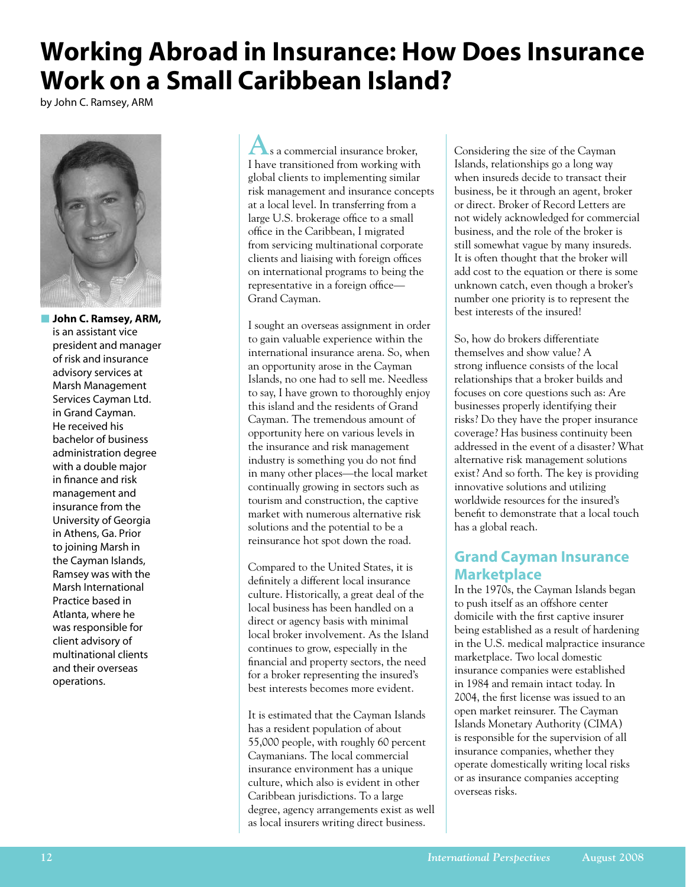# Working Abroad in Insurance: How Does Insurance Work on a Small Caribbean Island?

by John C. Ramsey, ARM

**John C. Ramsey, ARM,** is an assistant vice president and manager of risk and insurance advisory services at Marsh Management Services Cayman Ltd. in Grand Cayman. He received his bachelor of business administration degree with a double major in finance and risk management and insurance from the University of Georgia in Athens, Ga. Prior to joining Marsh in the Cayman Islands, Ramsey was with the Marsh International Practice based in Atlanta, where he was responsible for client advisory of multinational clients and their overseas operations.

As a commercial insurance broker, I have transitioned from working with global clients to implementing similar risk management and insurance concepts at a local level. In transferring from a large U.S. brokerage office to a small office in the Caribbean, I migrated from servicing multinational corporate clients and liaising with foreign offices on international programs to being the representative in a foreign office—Grand Cayman.

I sought an overseas assignment in order to gain valuable experience within the international insurance arena. So, when an opportunity arose in the Cayman Islands, no one had to sell me. Needless to say, I have grown to thoroughly enjoy this island and the residents of Grand Cayman. The tremendous amount of opportunity here on various levels in the insurance and risk management industry is something you do not find in many other places—the local market continually growing in sectors such as tourism and construction, the captive market with numerous alternative risk solutions and the potential to be a reinsurance hot spot down the road.

Compared to the United States, it is definitely a different local insurance culture. Historically, a great deal of the local business has been handled on a direct or agency basis with minimal local broker involvement. As the Island continues to grow, especially in the financial and property sectors, the need for a broker representing the insured's best interests becomes more evident.

It is estimated that the Cayman Islands has a resident population of about 55,000 people, with roughly 60 percent Caymanians. The local commercial insurance environment has a unique culture, which also is evident in other Caribbean jurisdictions. To a large degree, agency arrangements exist as well as local insurers writing direct business.

Considering the size of the Cayman Islands, relationships go a long way when insureds decide to transact their business, be it through an agent, broker or direct. Broker of Record Letters are not widely acknowledged for commercial business, and the role of the broker is still somewhat vague by many insureds. It is often thought that the broker will add cost to the equation or there is some unknown catch, even though a broker's number one priority is to represent the best interests of the insured!

So, how do brokers differentiate themselves and show value? A strong influence consists of the local relationships that a broker builds and focuses on core questions such as: Are businesses properly identifying their risks? Do they have the proper insurance coverage? Has business continuity been addressed in the event of a disaster? What alternative risk management solutions exist? And so forth. The key is providing innovative solutions and utilizing worldwide resources for the insured's benefit to demonstrate that a local touch has a global reach.

## Grand Cayman Insurance Marketplace

In the 1970s, the Cayman Islands began to push itself as an offshore center domicile with the first captive insurer being established as a result of hardening in the U.S. medical malpractice insurance marketplace. Two local domestic insurance companies were established in 1984 and remain intact today. In 2004, the first license was issued to an open market reinsurer. The Cayman Islands Monetary Authority (CIMA) is responsible for the supervision of all insurance companies, whether they operate domestically writing local risks or as insurance companies accepting overseas risks.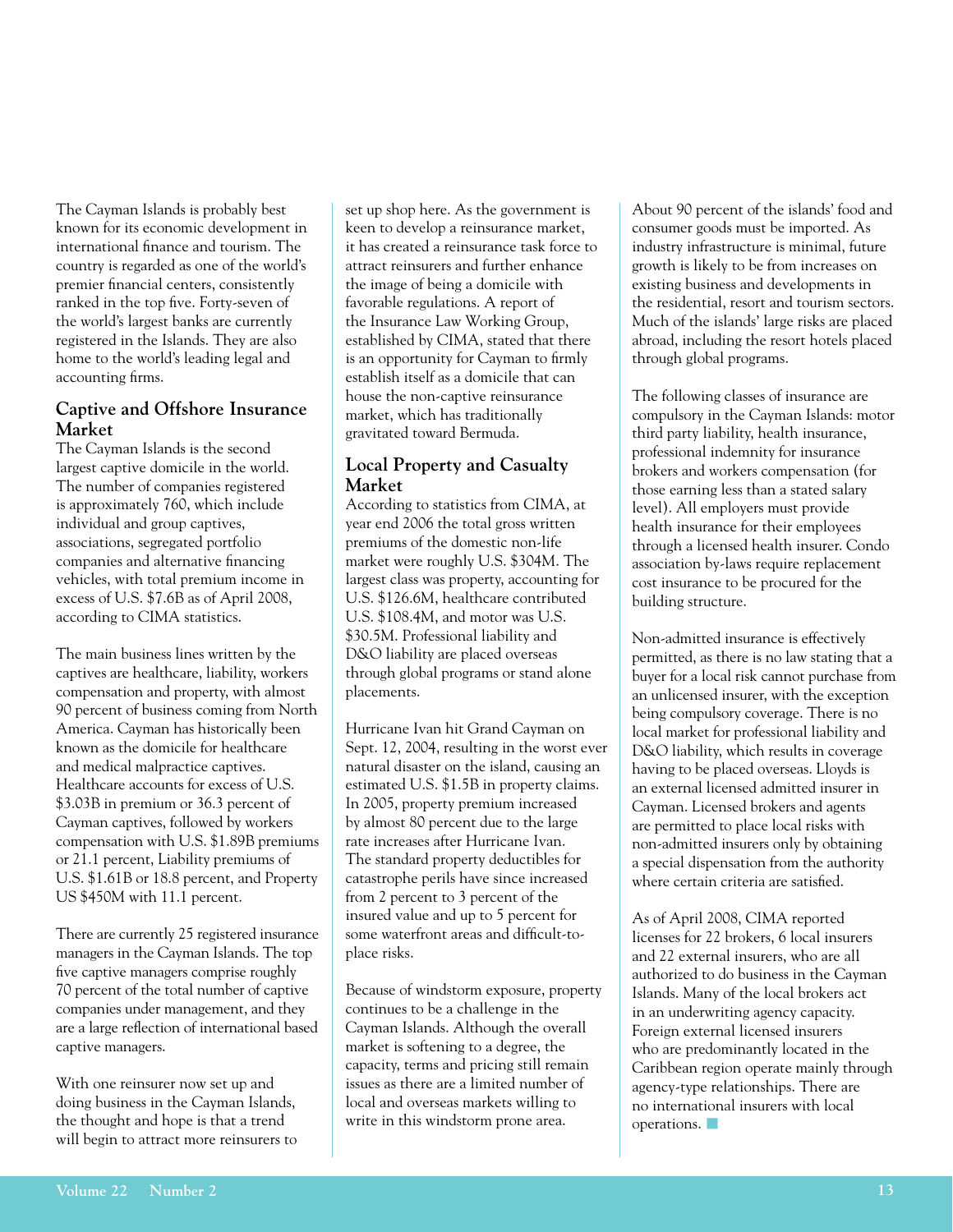The Cayman Islands is probably best known for its economic development in international finance and tourism. The country is regarded as one of the world's premier financial centers, consistently ranked in the top five. Forty-seven of the world's largest banks are currently registered in the Islands. They are also home to the world's leading legal and accounting firms.

## Captive and Offshore Insurance Market

The Cayman Islands is the second largest captive domicile in the world. The number of companies registered is approximately 760, which include individual and group captives, associations, segregated portfolio companies and alternative financing vehicles, with total premium income in excess of U.S. $7.6B as of April 2008, according to CIMA statistics.

The main business lines written by the captives are healthcare, liability, workers compensation and property, with almost 90 percent of business coming from North America. Cayman has historically been known as the domicile for healthcare and medical malpractice captives. Healthcare accounts for excess of U.S. $3.03B in premium or 36.3 percent of Cayman captives, followed by workers compensation with U.S. $1.89B premiums or 21.1 percent, Liability premiums of U.S. $1.61B or 18.8 percent, and Property US $450M with 11.1 percent.

There are currently 25 registered insurance managers in the Cayman Islands. The top five captive managers comprise roughly 70 percent of the total number of captive companies under management, and they are a large reflection of international based captive managers.

With one reinsurer now set up and doing business in the Cayman Islands, the thought and hope is that a trend will begin to attract more reinsurers to set up shop here. As the government is keen to develop a reinsurance market, it has created a reinsurance task force to attract reinsurers and further enhance the image of being a domicile with favorable regulations. A report of the Insurance Law Working Group, established by CIMA, stated that there is an opportunity for Cayman to firmly establish itself as a domicile that can house the non-captive reinsurance market, which has traditionally gravitated toward Bermuda.

## Local Property and Casualty Market

According to statistics from CIMA, at year end 2006 the total gross written premiums of the domestic non-life market were roughly U.S. $304M. The largest class was property, accounting for U.S. $126.6M, healthcare contributed U.S. $108.4M, and motor was U.S. $30.5M. Professional liability and D&O liability are placed overseas through global programs or stand alone placements.

Hurricane Ivan hit Grand Cayman on Sept. 12, 2004, resulting in the worst ever natural disaster on the island, causing an estimated U.S. $1.5B in property claims. In 2005, property premium increased by almost 80 percent due to the large rate increases after Hurricane Ivan. The standard property deductibles for catastrophe perils have since increased from 2 percent to 3 percent of the insured value and up to 5 percent for some waterfront areas and difficult-to-place risks.

Because of windstorm exposure, property continues to be a challenge in the Cayman Islands. Although the overall market is softening to a degree, the capacity, terms and pricing still remain issues as there are a limited number of local and overseas markets willing to write in this windstorm prone area.

About 90 percent of the islands' food and consumer goods must be imported. As industry infrastructure is minimal, future growth is likely to be from increases on existing business and developments in the residential, resort and tourism sectors. Much of the islands' large risks are placed abroad, including the resort hotels placed through global programs.

The following classes of insurance are compulsory in the Cayman Islands: motor third party liability, health insurance, professional indemnity for insurance brokers and workers compensation (for those earning less than a stated salary level). All employers must provide health insurance for their employees through a licensed health insurer. Condo association by-laws require replacement cost insurance to be procured for the building structure.

Non-admitted insurance is effectively permitted, as there is no law stating that a buyer for a local risk cannot purchase from an unlicensed insurer, with the exception being compulsory coverage. There is no local market for professional liability and D&O liability, which results in coverage having to be placed overseas. Lloyds is an external licensed admitted insurer in Cayman. Licensed brokers and agents are permitted to place local risks with non-admitted insurers only by obtaining a special dispensation from the authority where certain criteria are satisfied.

As of April 2008, CIMA reported licenses for 22 brokers, 6 local insurers and 22 external insurers, who are all authorized to do business in the Cayman Islands. Many of the local brokers act in an underwriting agency capacity. Foreign external licensed insurers who are predominantly located in the Caribbean region operate mainly through agency-type relationships. There are no international insurers with local operations. ■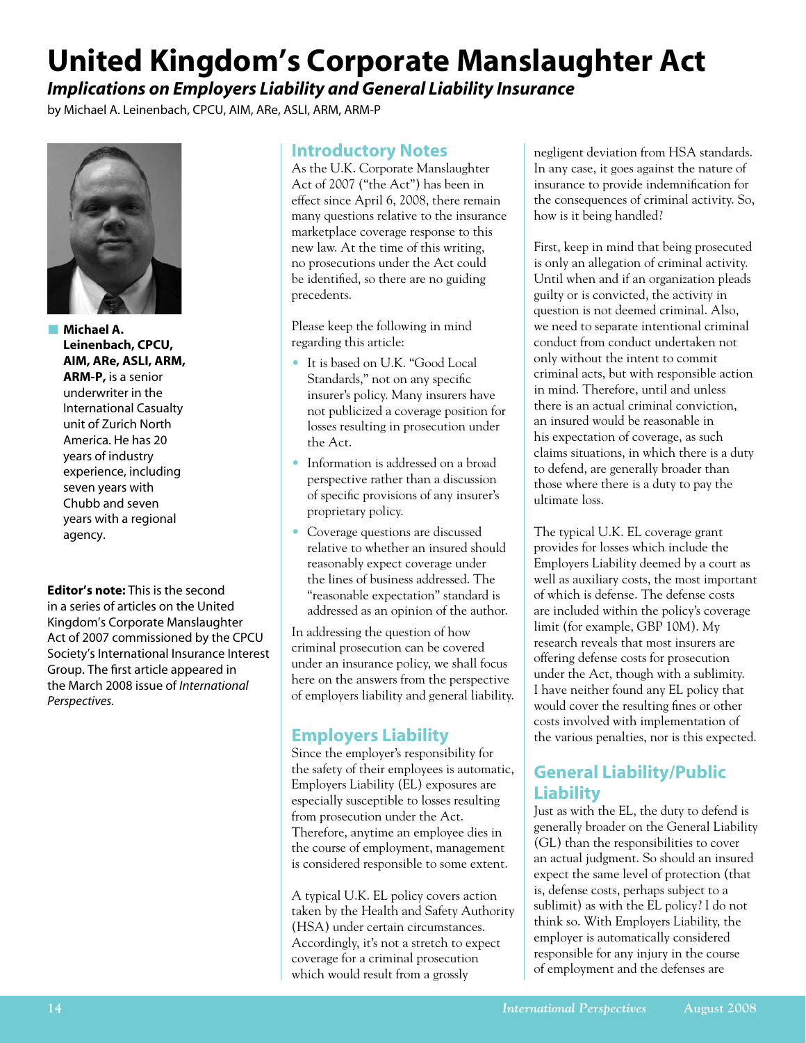# United Kingdom's Corporate Manslaughter Act

***Implications on Employers Liability and General Liability Insurance***

by Michael A. Leinenbach, CPCU, AIM, ARe, ASLI, ARM, ARM-P

**Michael A. Leinenbach, CPCU, AIM, ARe, ASLI, ARM, ARM-P,** is a senior underwriter in the International Casualty unit of Zurich North America. He has 20 years of industry experience, including seven years with Chubb and seven years with a regional agency.

**Editor's note:** This is the second in a series of articles on the United Kingdom's Corporate Manslaughter Act of 2007 commissioned by the CPCU Society's International Insurance Interest Group. The first article appeared in the March 2008 issue of *International Perspectives.*

## Introductory Notes

As the U.K. Corporate Manslaughter Act of 2007 ("the Act") has been in effect since April 6, 2008, there remain many questions relative to the insurance marketplace coverage response to this new law. At the time of this writing, no prosecutions under the Act could be identified, so there are no guiding precedents.

Please keep the following in mind regarding this article:

- It is based on U.K. "Good Local Standards," not on any specific insurer's policy. Many insurers have not publicized a coverage position for losses resulting in prosecution under the Act.
- Information is addressed on a broad perspective rather than a discussion of specific provisions of any insurer's proprietary policy.
- Coverage questions are discussed relative to whether an insured should reasonably expect coverage under the lines of business addressed. The "reasonable expectation" standard is addressed as an opinion of the author.

In addressing the question of how criminal prosecution can be covered under an insurance policy, we shall focus here on the answers from the perspective of employers liability and general liability.

## Employers Liability

Since the employer's responsibility for the safety of their employees is automatic, Employers Liability (EL) exposures are especially susceptible to losses resulting from prosecution under the Act. Therefore, anytime an employee dies in the course of employment, management is considered responsible to some extent.

A typical U.K. EL policy covers action taken by the Health and Safety Authority (HSA) under certain circumstances. Accordingly, it's not a stretch to expect coverage for a criminal prosecution which would result from a grossly negligent deviation from HSA standards. In any case, it goes against the nature of insurance to provide indemnification for the consequences of criminal activity. So, how is it being handled?

First, keep in mind that being prosecuted is only an allegation of criminal activity. Until when and if an organization pleads guilty or is convicted, the activity in question is not deemed criminal. Also, we need to separate intentional criminal conduct from conduct undertaken not only without the intent to commit criminal acts, but with responsible action in mind. Therefore, until and unless there is an actual criminal conviction, an insured would be reasonable in his expectation of coverage, as such claims situations, in which there is a duty to defend, are generally broader than those where there is a duty to pay the ultimate loss.

The typical U.K. EL coverage grant provides for losses which include the Employers Liability deemed by a court as well as auxiliary costs, the most important of which is defense. The defense costs are included within the policy's coverage limit (for example, GBP 10M). My research reveals that most insurers are offering defense costs for prosecution under the Act, though with a sublimity. I have neither found any EL policy that would cover the resulting fines or other costs involved with implementation of the various penalties, nor is this expected.

## General Liability/Public Liability

Just as with the EL, the duty to defend is generally broader on the General Liability (GL) than the responsibilities to cover an actual judgment. So should an insured expect the same level of protection (that is, defense costs, perhaps subject to a sublimit) as with the EL policy? I do not think so. With Employers Liability, the employer is automatically considered responsible for any injury in the course of employment and the defenses are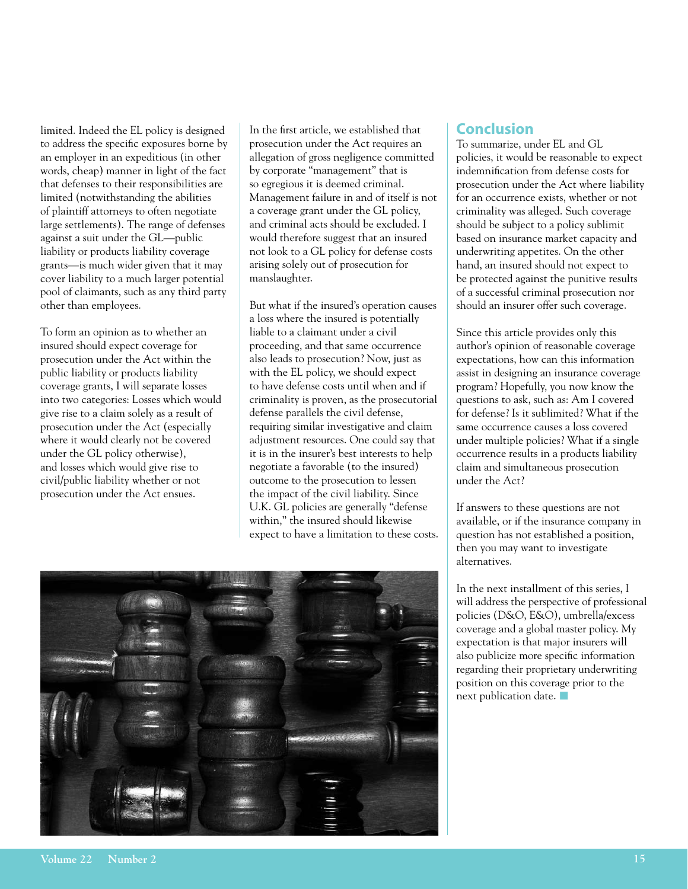limited. Indeed the EL policy is designed to address the specific exposures borne by an employer in an expeditious (in other words, cheap) manner in light of the fact that defenses to their responsibilities are limited (notwithstanding the abilities of plaintiff attorneys to often negotiate large settlements). The range of defenses against a suit under the GL—public liability or products liability coverage grants—is much wider given that it may cover liability to a much larger potential pool of claimants, such as any third party other than employees.

To form an opinion as to whether an insured should expect coverage for prosecution under the Act within the public liability or products liability coverage grants, I will separate losses into two categories: Losses which would give rise to a claim solely as a result of prosecution under the Act (especially where it would clearly not be covered under the GL policy otherwise), and losses which would give rise to civil/public liability whether or not prosecution under the Act ensues.

In the first article, we established that prosecution under the Act requires an allegation of gross negligence committed by corporate "management" that is so egregious it is deemed criminal. Management failure in and of itself is not a coverage grant under the GL policy, and criminal acts should be excluded. I would therefore suggest that an insured not look to a GL policy for defense costs arising solely out of prosecution for manslaughter.

But what if the insured's operation causes a loss where the insured is potentially liable to a claimant under a civil proceeding, and that same occurrence also leads to prosecution? Now, just as with the EL policy, we should expect to have defense costs until when and if criminality is proven, as the prosecutorial defense parallels the civil defense, requiring similar investigative and claim adjustment resources. One could say that it is in the insurer's best interests to help negotiate a favorable (to the insured) outcome to the prosecution to lessen the impact of the civil liability. Since U.K. GL policies are generally "defense within," the insured should likewise expect to have a limitation to these costs.

## Conclusion

To summarize, under EL and GL policies, it would be reasonable to expect indemnification from defense costs for prosecution under the Act where liability for an occurrence exists, whether or not criminality was alleged. Such coverage should be subject to a policy sublimit based on insurance market capacity and underwriting appetites. On the other hand, an insured should not expect to be protected against the punitive results of a successful criminal prosecution nor should an insurer offer such coverage.

Since this article provides only this author's opinion of reasonable coverage expectations, how can this information assist in designing an insurance coverage program? Hopefully, you now know the questions to ask, such as: Am I covered for defense? Is it sublimited? What if the same occurrence causes a loss covered under multiple policies? What if a single occurrence results in a products liability claim and simultaneous prosecution under the Act?

If answers to these questions are not available, or if the insurance company in question has not established a position, then you may want to investigate alternatives.

In the next installment of this series, I will address the perspective of professional policies (D&O, E&O), umbrella/excess coverage and a global master policy. My expectation is that major insurers will also publicize more specific information regarding their proprietary underwriting position on this coverage prior to the next publication date. ■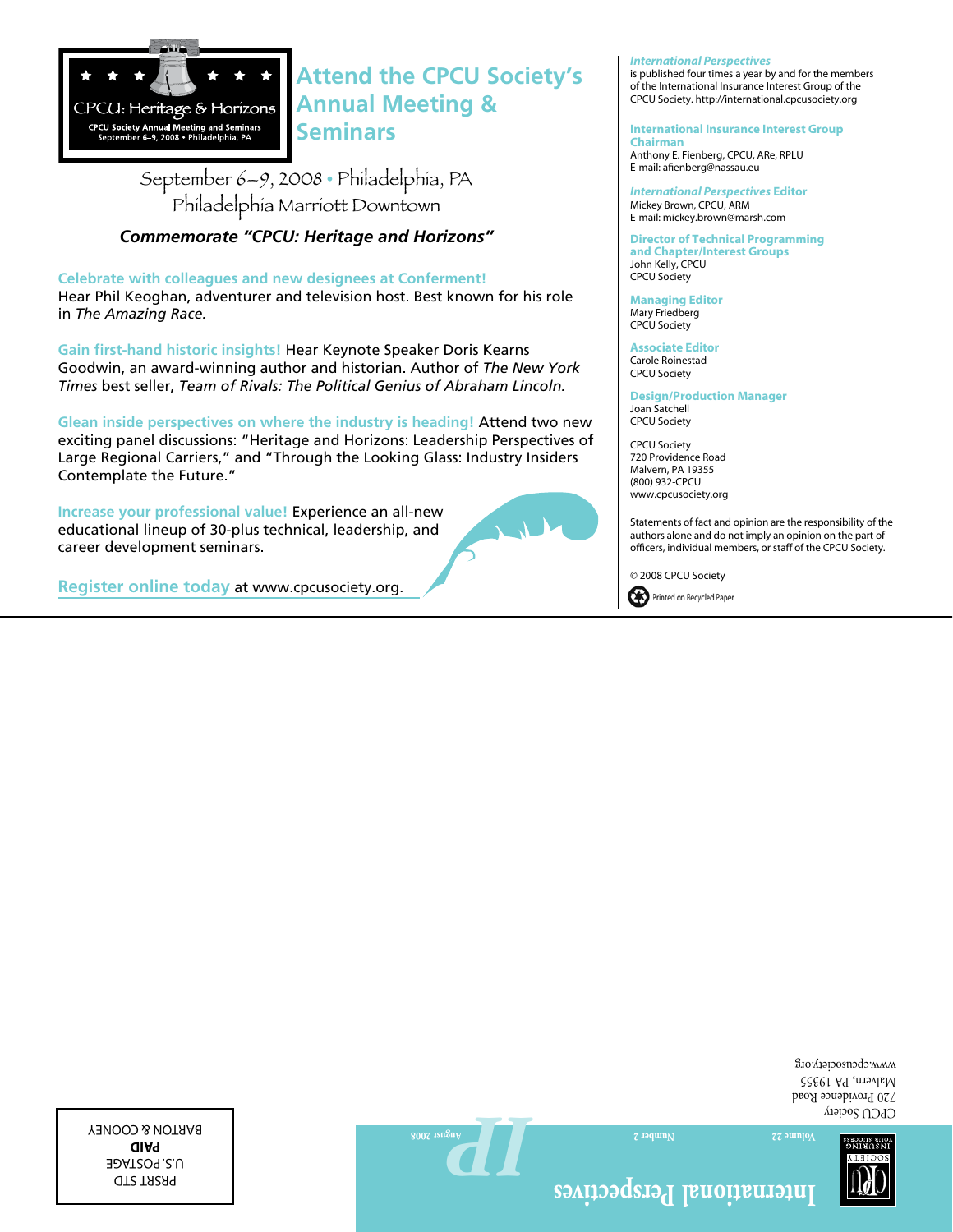CPCU: Heritage & Horizons

CPCU Society Annual Meeting and Seminars
September 6–9, 2008 • Philadelphia, PA

# Attend the CPCU Society's Annual Meeting & Seminars

September 6–9, 2008 • Philadelphia, PA
Philadelphia Marriott Downtown

***Commemorate "CPCU: Heritage and Horizons"***

**Celebrate with colleagues and new designees at Conferment!** Hear Phil Keoghan, adventurer and television host. Best known for his role in *The Amazing Race.*

**Gain first-hand historic insights!** Hear Keynote Speaker Doris Kearns Goodwin, an award-winning author and historian. Author of *The New York Times* best seller, *Team of Rivals: The Political Genius of Abraham Lincoln.*

**Glean inside perspectives on where the industry is heading!** Attend two new exciting panel discussions: "Heritage and Horizons: Leadership Perspectives of Large Regional Carriers," and "Through the Looking Glass: Industry Insiders Contemplate the Future."

**Increase your professional value!** Experience an all-new educational lineup of 30-plus technical, leadership, and career development seminars.

**Register online today** at www.cpcusociety.org.

***International Perspectives*** is published four times a year by and for the members of the International Insurance Interest Group of the CPCU Society. http://international.cpcusociety.org

**International Insurance Interest Group Chairman**
Anthony E. Fienberg, CPCU, ARe, RPLU
E-mail: afienberg@nassau.eu

***International Perspectives* Editor**
Mickey Brown, CPCU, ARM
E-mail: mickey.brown@marsh.com

**Director of Technical Programming and Chapter/Interest Groups**
John Kelly, CPCU
CPCU Society

**Managing Editor**
Mary Friedberg
CPCU Society

**Associate Editor**
Carole Roinestad
CPCU Society

**Design/Production Manager**
Joan Satchell
CPCU Society

CPCU Society
720 Providence Road
Malvern, PA 19355
(800) 932-CPCU
www.cpcusociety.org

Statements of fact and opinion are the responsibility of the authors alone and do not imply an opinion on the part of officers, individual members, or staff of the CPCU Society.

© 2008 CPCU Society

Printed on Recycled Paper

CPCU Society
720 Providence Road
Malvern, PA 19355
www.cpcusociety.org

**International Perspectives**

Volume 22 Number 2 August 2008

PRSRT STD
U.S. POSTAGE
**PAID**
BARTON & COONEY